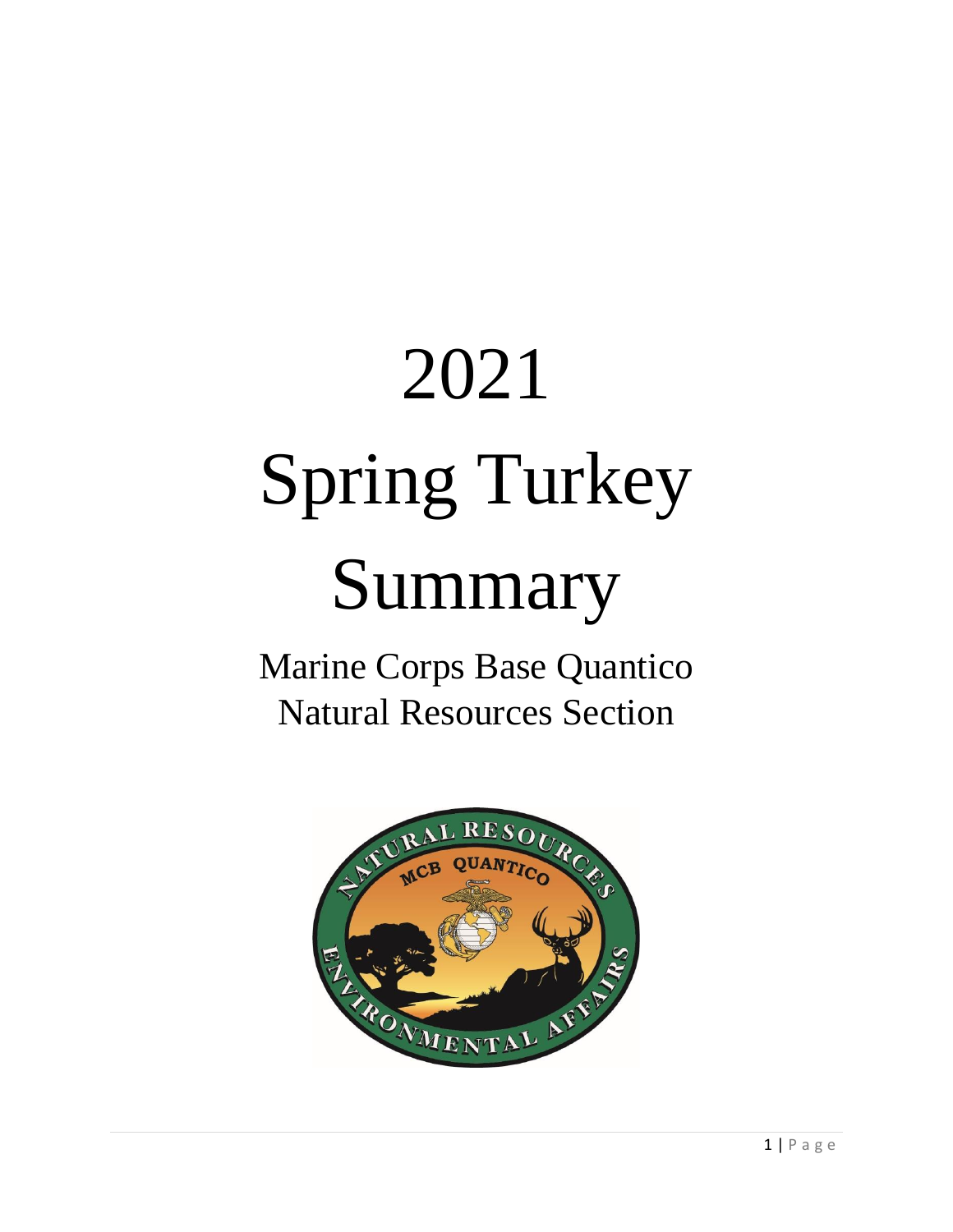# 2021 Spring Turkey Summary

Marine Corps Base Quantico
Natural Resources Section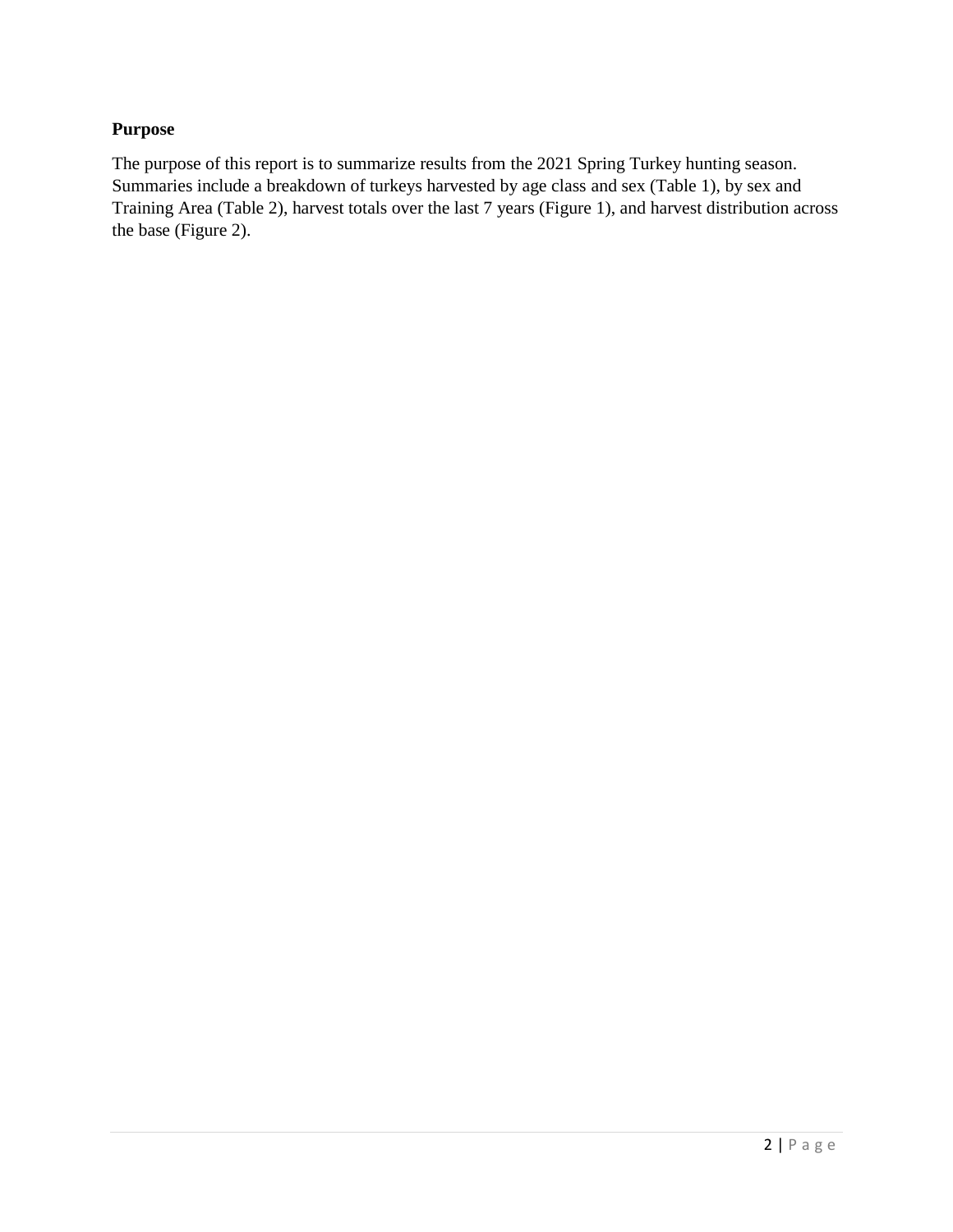**Purpose**

The purpose of this report is to summarize results from the 2021 Spring Turkey hunting season. Summaries include a breakdown of turkeys harvested by age class and sex (Table 1), by sex and Training Area (Table 2), harvest totals over the last 7 years (Figure 1), and harvest distribution across the base (Figure 2).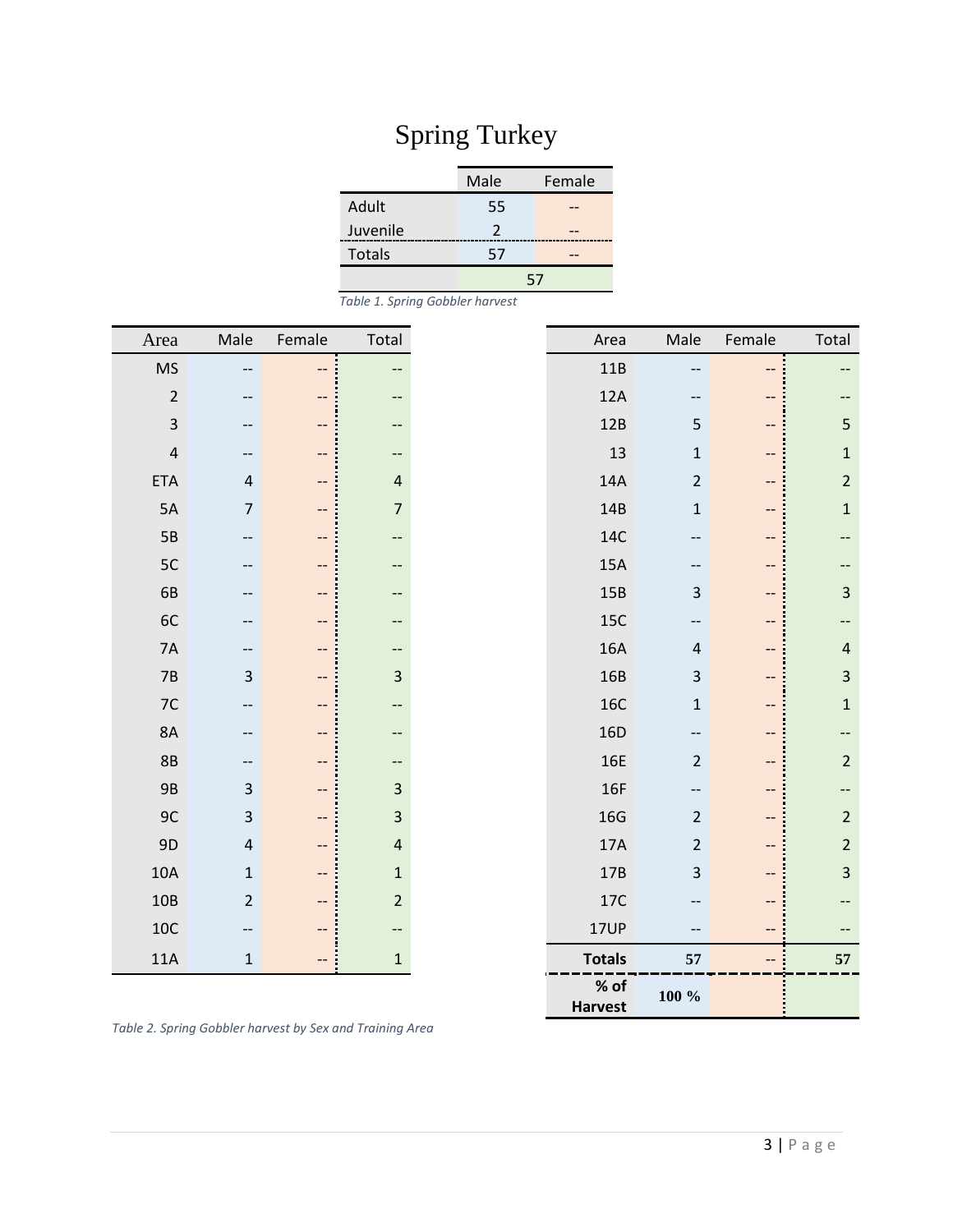# Spring Turkey

| | Male | Female |
|---|---|---|
| Adult | 55 | -- |
| Juvenile | 2 | -- |
| Totals | 57 | -- |
| | 57 | |

*Table 1. Spring Gobbler harvest*

| Area | Male | Female | Total |
|---|---|---|---|
| MS | -- | -- | -- |
| 2 | -- | -- | -- |
| 3 | -- | -- | -- |
| 4 | -- | -- | -- |
| ETA | 4 | -- | 4 |
| 5A | 7 | -- | 7 |
| 5B | -- | -- | -- |
| 5C | -- | -- | -- |
| 6B | -- | -- | -- |
| 6C | -- | -- | -- |
| 7A | -- | -- | -- |
| 7B | 3 | -- | 3 |
| 7C | -- | -- | -- |
| 8A | -- | -- | -- |
| 8B | -- | -- | -- |
| 9B | 3 | -- | 3 |
| 9C | 3 | -- | 3 |
| 9D | 4 | -- | 4 |
| 10A | 1 | -- | 1 |
| 10B | 2 | -- | 2 |
| 10C | -- | -- | -- |
| 11A | 1 | -- | 1 |
| 11B | -- | -- | -- |
| 12A | -- | -- | -- |
| 12B | 5 | -- | 5 |
| 13 | 1 | -- | 1 |
| 14A | 2 | -- | 2 |
| 14B | 1 | -- | 1 |
| 14C | -- | -- | -- |
| 15A | -- | -- | -- |
| 15B | 3 | -- | 3 |
| 15C | -- | -- | -- |
| 16A | 4 | -- | 4 |
| 16B | 3 | -- | 3 |
| 16C | 1 | -- | 1 |
| 16D | -- | -- | -- |
| 16E | 2 | -- | 2 |
| 16F | -- | -- | -- |
| 16G | 2 | -- | 2 |
| 17A | 2 | -- | 2 |
| 17B | 3 | -- | 3 |
| 17C | -- | -- | -- |
| 17UP | -- | -- | -- |
| **Totals** | **57** | -- | **57** |
| **% of Harvest** | **100 %** | | |

*Table 2. Spring Gobbler harvest by Sex and Training Area*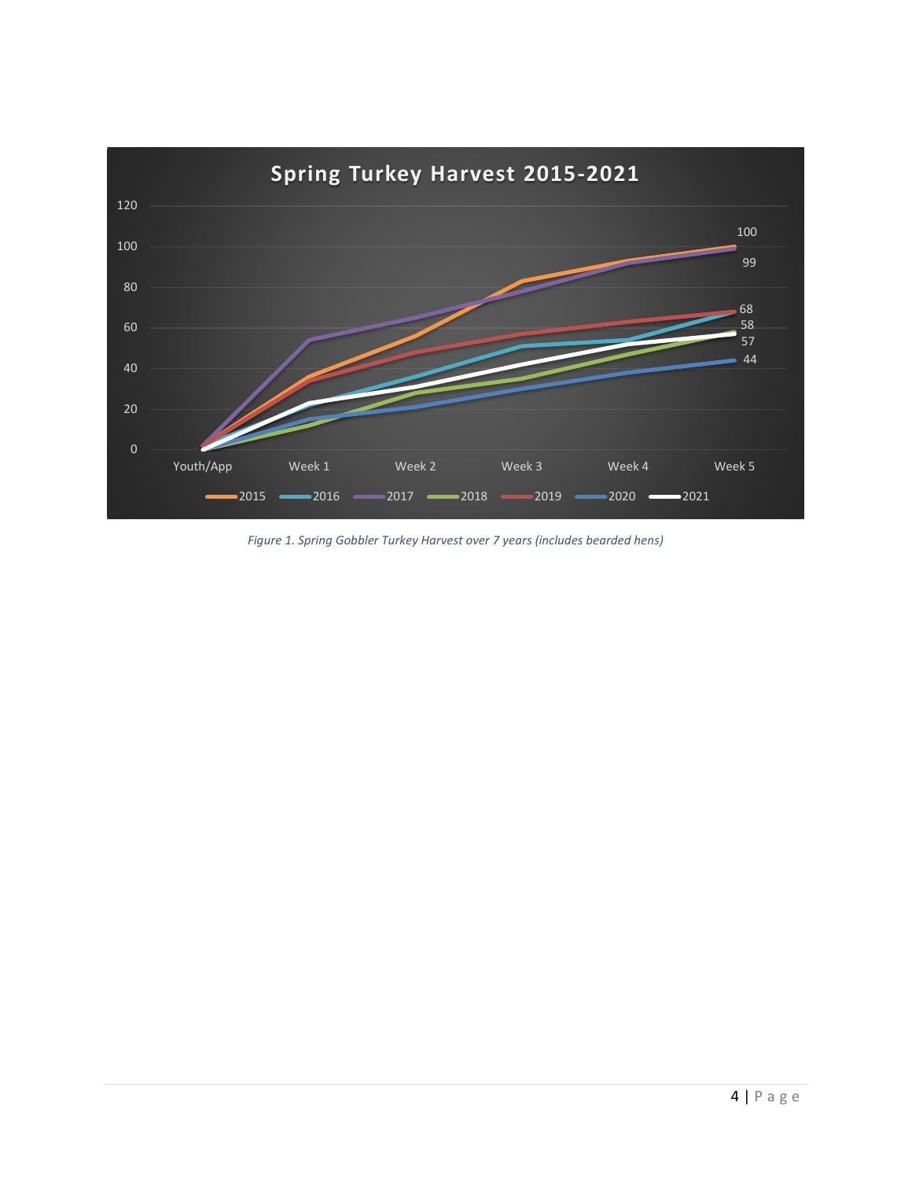*Figure 1. Spring Gobbler Turkey Harvest over 7 years (includes bearded hens)*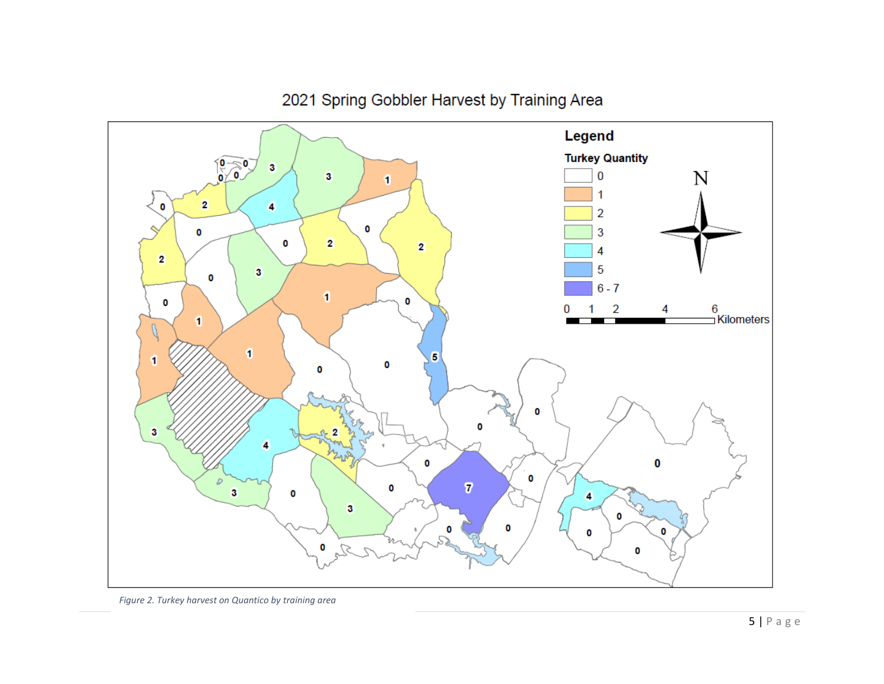2021 Spring Gobbler Harvest by Training Area

Legend

Turkey Quantity

0

1

2

3

4

5

6 - 7

N

0 1 2 4 6 Kilometers

*Figure 2. Turkey harvest on Quantico by training area*